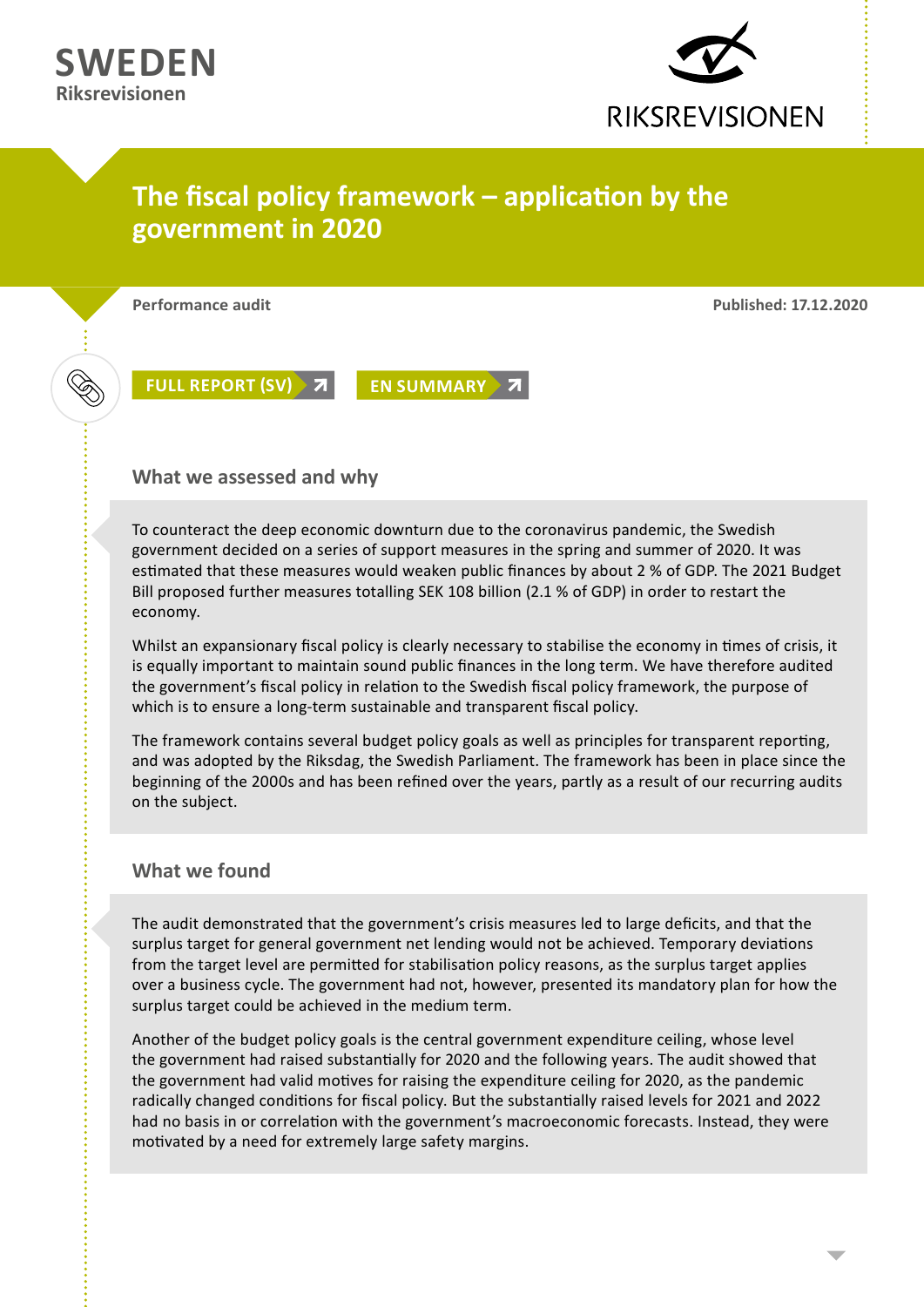**SWEDEN**
**Riksrevisionen**

RIKSREVISIONEN

# The fiscal policy framework – application by the government in 2020

**Performance audit**

**Published: 17.12.2020**

FULL REPORT (SV)

EN SUMMARY

## What we assessed and why

To counteract the deep economic downturn due to the coronavirus pandemic, the Swedish government decided on a series of support measures in the spring and summer of 2020. It was estimated that these measures would weaken public finances by about 2 % of GDP. The 2021 Budget Bill proposed further measures totalling SEK 108 billion (2.1 % of GDP) in order to restart the economy.

Whilst an expansionary fiscal policy is clearly necessary to stabilise the economy in times of crisis, it is equally important to maintain sound public finances in the long term. We have therefore audited the government's fiscal policy in relation to the Swedish fiscal policy framework, the purpose of which is to ensure a long-term sustainable and transparent fiscal policy.

The framework contains several budget policy goals as well as principles for transparent reporting, and was adopted by the Riksdag, the Swedish Parliament. The framework has been in place since the beginning of the 2000s and has been refined over the years, partly as a result of our recurring audits on the subject.

## What we found

The audit demonstrated that the government's crisis measures led to large deficits, and that the surplus target for general government net lending would not be achieved. Temporary deviations from the target level are permitted for stabilisation policy reasons, as the surplus target applies over a business cycle. The government had not, however, presented its mandatory plan for how the surplus target could be achieved in the medium term.

Another of the budget policy goals is the central government expenditure ceiling, whose level the government had raised substantially for 2020 and the following years. The audit showed that the government had valid motives for raising the expenditure ceiling for 2020, as the pandemic radically changed conditions for fiscal policy. But the substantially raised levels for 2021 and 2022 had no basis in or correlation with the government's macroeconomic forecasts. Instead, they were motivated by a need for extremely large safety margins.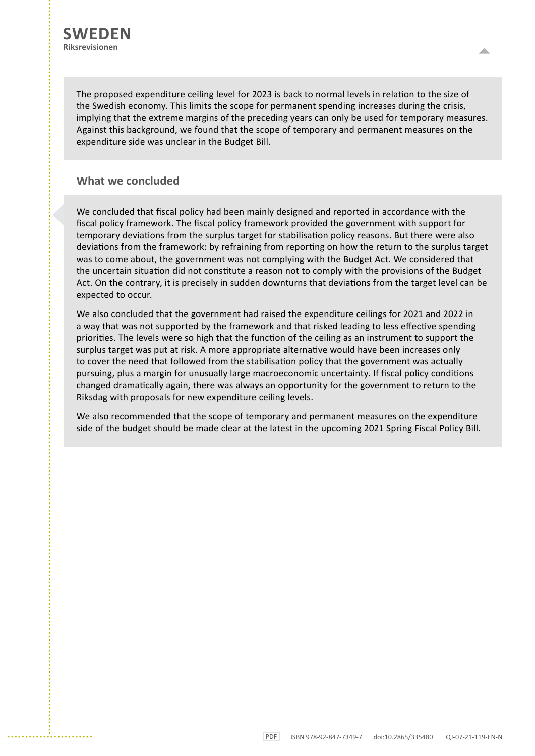The proposed expenditure ceiling level for 2023 is back to normal levels in relation to the size of the Swedish economy. This limits the scope for permanent spending increases during the crisis, implying that the extreme margins of the preceding years can only be used for temporary measures. Against this background, we found that the scope of temporary and permanent measures on the expenditure side was unclear in the Budget Bill.

## What we concluded

We concluded that fiscal policy had been mainly designed and reported in accordance with the fiscal policy framework. The fiscal policy framework provided the government with support for temporary deviations from the surplus target for stabilisation policy reasons. But there were also deviations from the framework: by refraining from reporting on how the return to the surplus target was to come about, the government was not complying with the Budget Act. We considered that the uncertain situation did not constitute a reason not to comply with the provisions of the Budget Act. On the contrary, it is precisely in sudden downturns that deviations from the target level can be expected to occur.

We also concluded that the government had raised the expenditure ceilings for 2021 and 2022 in a way that was not supported by the framework and that risked leading to less effective spending priorities. The levels were so high that the function of the ceiling as an instrument to support the surplus target was put at risk. A more appropriate alternative would have been increases only to cover the need that followed from the stabilisation policy that the government was actually pursuing, plus a margin for unusually large macroeconomic uncertainty. If fiscal policy conditions changed dramatically again, there was always an opportunity for the government to return to the Riksdag with proposals for new expenditure ceiling levels.

We also recommended that the scope of temporary and permanent measures on the expenditure side of the budget should be made clear at the latest in the upcoming 2021 Spring Fiscal Policy Bill.